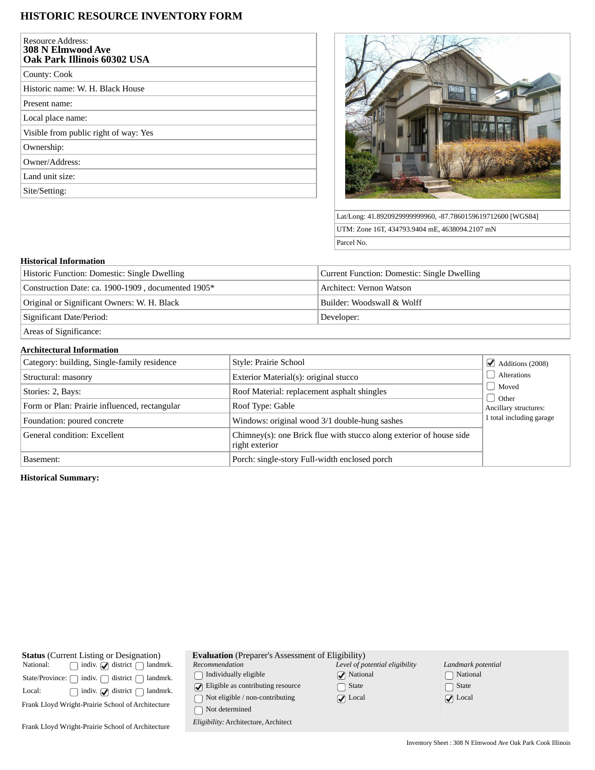# HISTORIC RESOURCE INVENTORY FORM

| Resource Address: **308 N Elmwood Ave Oak Park Illinois 60302 USA** |
|---|
| County: Cook |
| Historic name: W. H. Black House |
| Present name: |
| Local place name: |
| Visible from public right of way: Yes |
| Ownership: |
| Owner/Address: |
| Land unit size: |
| Site/Setting: |

| |
|---|
| Lat/Long: 41.8920929999999960, -87.7860159619712600 [WGS84] |
| UTM: Zone 16T, 434793.9404 mE, 4638094.2107 mN |
| Parcel No. |

## Historical Information

| | |
|---|---|
| Historic Function: Domestic: Single Dwelling | Current Function: Domestic: Single Dwelling |
| Construction Date: ca. 1900-1909 , documented 1905* | Architect: Vernon Watson |
| Original or Significant Owners: W. H. Black | Builder: Woodswall & Wolff |
| Significant Date/Period: | Developer: |
| Areas of Significance: | |

## Architectural Information

| | | |
|---|---|---|
| Category: building, Single-family residence | Style: Prairie School | ☑ Additions (2008) |
| Structural: masonry | Exterior Material(s): original stucco | ☐ Alterations |
| Stories: 2, Bays: | Roof Material: replacement asphalt shingles | ☐ Moved |
| Form or Plan: Prairie influenced, rectangular | Roof Type: Gable | ☐ Other |
| Foundation: poured concrete | Windows: original wood 3/1 double-hung sashes | Ancillary structures: 1 total including garage |
| General condition: Excellent | Chimney(s): one Brick flue with stucco along exterior of house side right exterior | |
| Basement: | Porch: single-story Full-width enclosed porch | |

**Historical Summary:**

**Status** (Current Listing or Designation)

| | | | |
|---|---|---|---|
| National: | ☐ indiv. | ☑ district | ☐ landmrk. |
| State/Province: | ☐ indiv. | ☐ district | ☐ landmrk. |
| Local: | ☐ indiv. | ☑ district | ☐ landmrk. |

Frank Lloyd Wright-Prairie School of Architecture

Frank Lloyd Wright-Prairie School of Architecture

**Evaluation** (Preparer's Assessment of Eligibility)

| *Recommendation* | *Level of potential eligibility* | *Landmark potential* |
|---|---|---|
| ☐ Individually eligible | ☑ National | ☐ National |
| ☑ Eligible as contributing resource | ☐ State | ☐ State |
| ☐ Not eligible / non-contributing | ☑ Local | ☑ Local |
| ☐ Not determined | | |

*Eligibility:* Architecture, Architect

Inventory Sheet : 308 N Elmwood Ave Oak Park Cook Illinois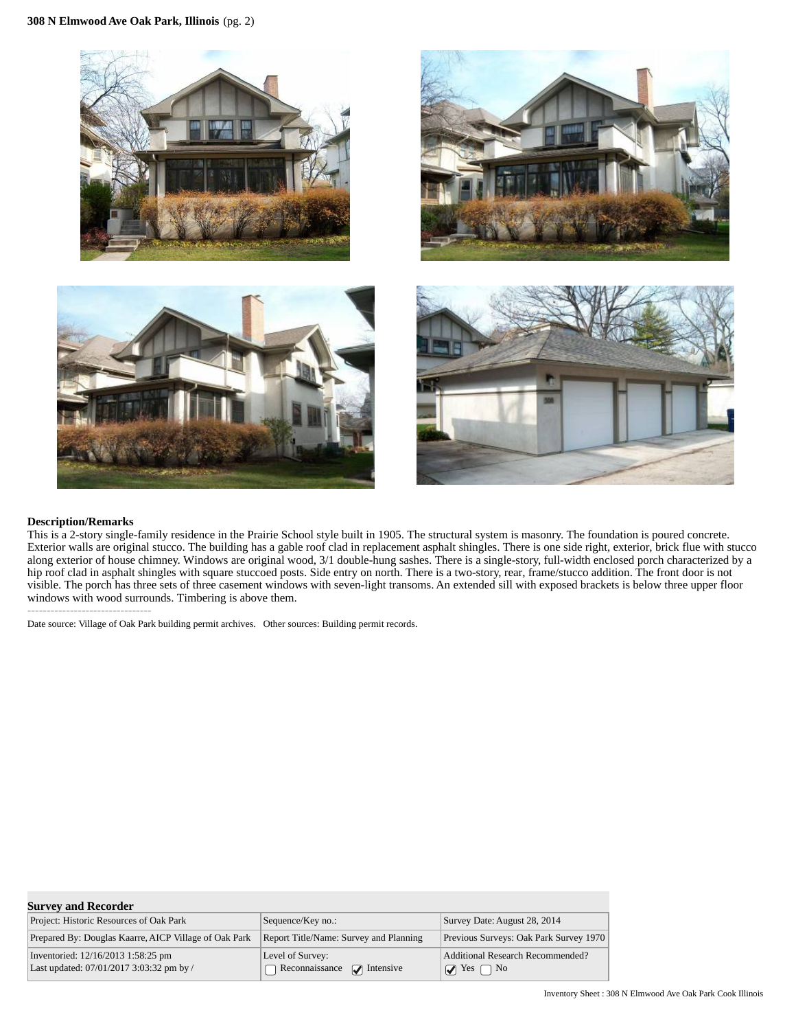**308 N Elmwood Ave Oak Park, Illinois** (pg. 2)

### Description/Remarks

This is a 2-story single-family residence in the Prairie School style built in 1905. The structural system is masonry. The foundation is poured concrete. Exterior walls are original stucco. The building has a gable roof clad in replacement asphalt shingles. There is one side right, exterior, brick flue with stucco along exterior of house chimney. Windows are original wood, 3/1 double-hung sashes. There is a single-story, full-width enclosed porch characterized by a hip roof clad in asphalt shingles with square stuccoed posts. Side entry on north. There is a two-story, rear, frame/stucco addition. The front door is not visible. The porch has three sets of three casement windows with seven-light transoms. An extended sill with exposed brackets is below three upper floor windows with wood surrounds. Timbering is above them.

--------------------------------

Date source: Village of Oak Park building permit archives. Other sources: Building permit records.

### Survey and Recorder

| | | |
|---|---|---|
| Project: Historic Resources of Oak Park | Sequence/Key no.: | Survey Date: August 28, 2014 |
| Prepared By: Douglas Kaarre, AICP Village of Oak Park | Report Title/Name: Survey and Planning | Previous Surveys: Oak Park Survey 1970 |
| Inventoried: 12/16/2013 1:58:25 pm<br>Last updated: 07/01/2017 3:03:32 pm by / | Level of Survey:<br>☐ Reconnaissance ☑ Intensive | Additional Research Recommended?<br>☑ Yes ☐ No |

Inventory Sheet : 308 N Elmwood Ave Oak Park Cook Illinois